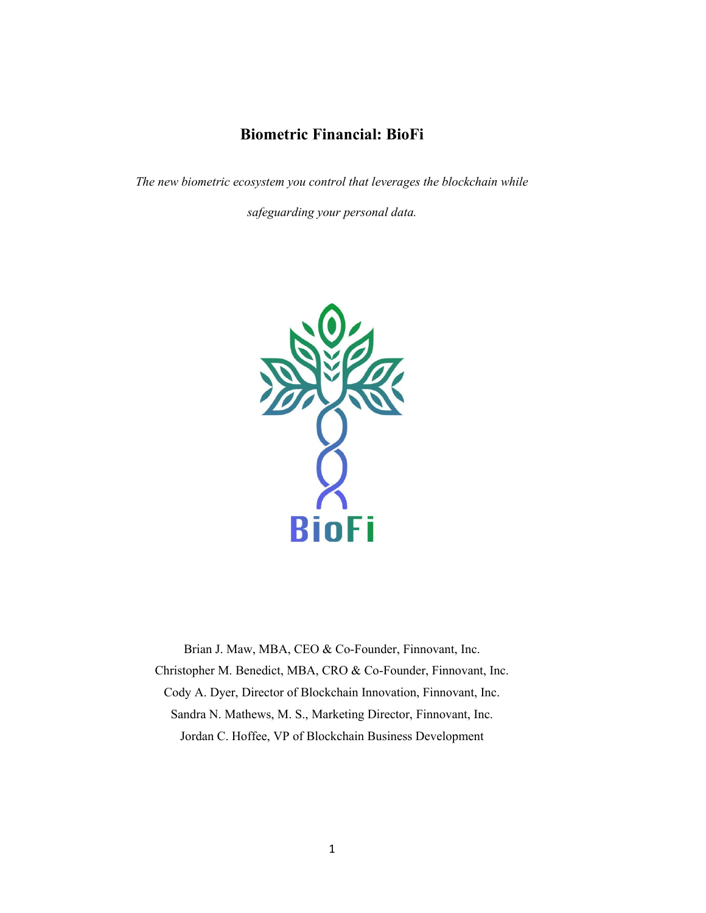# Biometric Financial: BioFi

*The new biometric ecosystem you control that leverages the blockchain while safeguarding your personal data.*

BioFi

Brian J. Maw, MBA, CEO & Co-Founder, Finnovant, Inc.
Christopher M. Benedict, MBA, CRO & Co-Founder, Finnovant, Inc.
Cody A. Dyer, Director of Blockchain Innovation, Finnovant, Inc.
Sandra N. Mathews, M. S., Marketing Director, Finnovant, Inc.
Jordan C. Hoffee, VP of Blockchain Business Development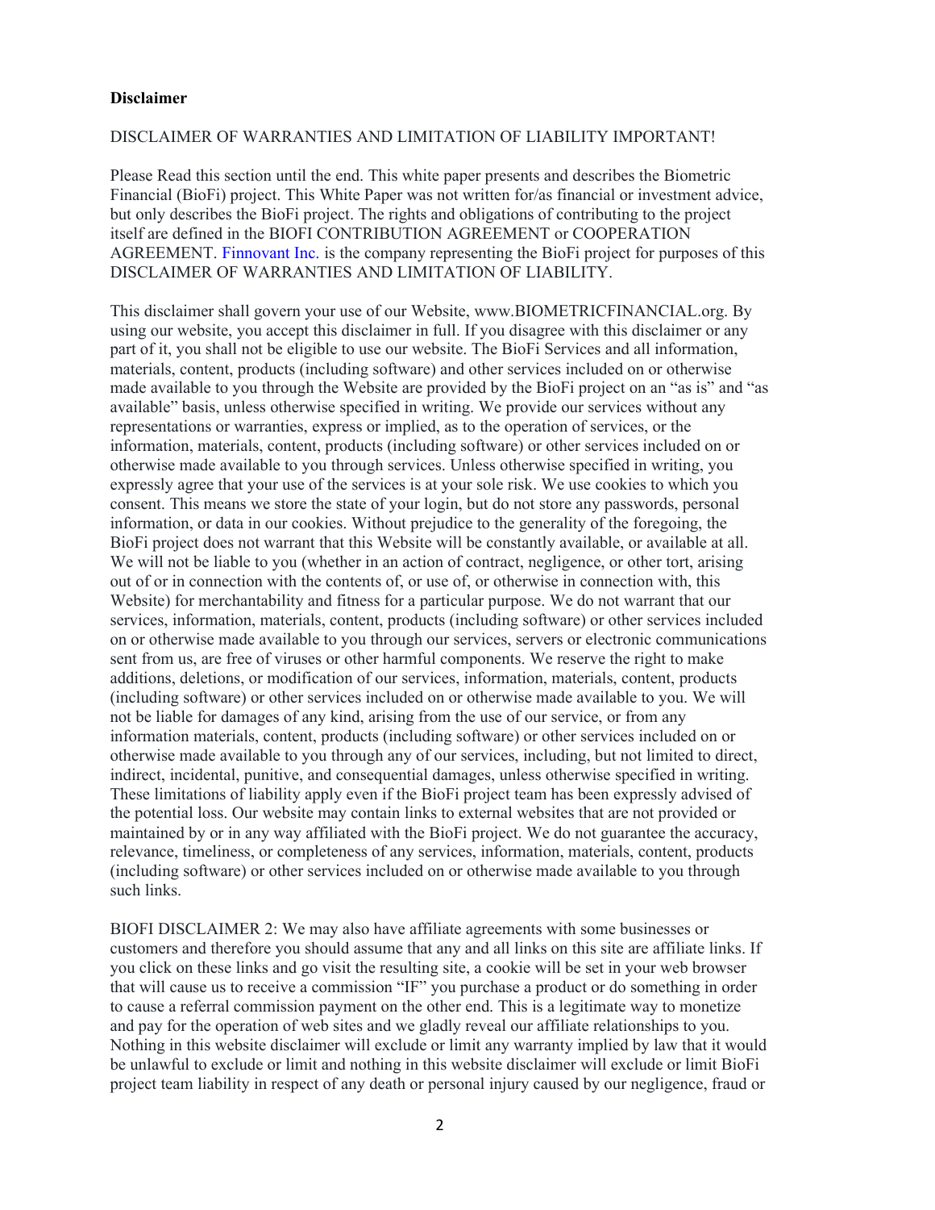**Disclaimer**

DISCLAIMER OF WARRANTIES AND LIMITATION OF LIABILITY IMPORTANT!

Please Read this section until the end. This white paper presents and describes the Biometric Financial (BioFi) project. This White Paper was not written for/as financial or investment advice, but only describes the BioFi project. The rights and obligations of contributing to the project itself are defined in the BIOFI CONTRIBUTION AGREEMENT or COOPERATION AGREEMENT. Finnovant Inc. is the company representing the BioFi project for purposes of this DISCLAIMER OF WARRANTIES AND LIMITATION OF LIABILITY.

This disclaimer shall govern your use of our Website, www.BIOMETRICFINANCIAL.org. By using our website, you accept this disclaimer in full. If you disagree with this disclaimer or any part of it, you shall not be eligible to use our website. The BioFi Services and all information, materials, content, products (including software) and other services included on or otherwise made available to you through the Website are provided by the BioFi project on an "as is" and "as available" basis, unless otherwise specified in writing. We provide our services without any representations or warranties, express or implied, as to the operation of services, or the information, materials, content, products (including software) or other services included on or otherwise made available to you through services. Unless otherwise specified in writing, you expressly agree that your use of the services is at your sole risk. We use cookies to which you consent. This means we store the state of your login, but do not store any passwords, personal information, or data in our cookies. Without prejudice to the generality of the foregoing, the BioFi project does not warrant that this Website will be constantly available, or available at all. We will not be liable to you (whether in an action of contract, negligence, or other tort, arising out of or in connection with the contents of, or use of, or otherwise in connection with, this Website) for merchantability and fitness for a particular purpose. We do not warrant that our services, information, materials, content, products (including software) or other services included on or otherwise made available to you through our services, servers or electronic communications sent from us, are free of viruses or other harmful components. We reserve the right to make additions, deletions, or modification of our services, information, materials, content, products (including software) or other services included on or otherwise made available to you. We will not be liable for damages of any kind, arising from the use of our service, or from any information materials, content, products (including software) or other services included on or otherwise made available to you through any of our services, including, but not limited to direct, indirect, incidental, punitive, and consequential damages, unless otherwise specified in writing. These limitations of liability apply even if the BioFi project team has been expressly advised of the potential loss. Our website may contain links to external websites that are not provided or maintained by or in any way affiliated with the BioFi project. We do not guarantee the accuracy, relevance, timeliness, or completeness of any services, information, materials, content, products (including software) or other services included on or otherwise made available to you through such links.

BIOFI DISCLAIMER 2: We may also have affiliate agreements with some businesses or customers and therefore you should assume that any and all links on this site are affiliate links. If you click on these links and go visit the resulting site, a cookie will be set in your web browser that will cause us to receive a commission "IF" you purchase a product or do something in order to cause a referral commission payment on the other end. This is a legitimate way to monetize and pay for the operation of web sites and we gladly reveal our affiliate relationships to you. Nothing in this website disclaimer will exclude or limit any warranty implied by law that it would be unlawful to exclude or limit and nothing in this website disclaimer will exclude or limit BioFi project team liability in respect of any death or personal injury caused by our negligence, fraud or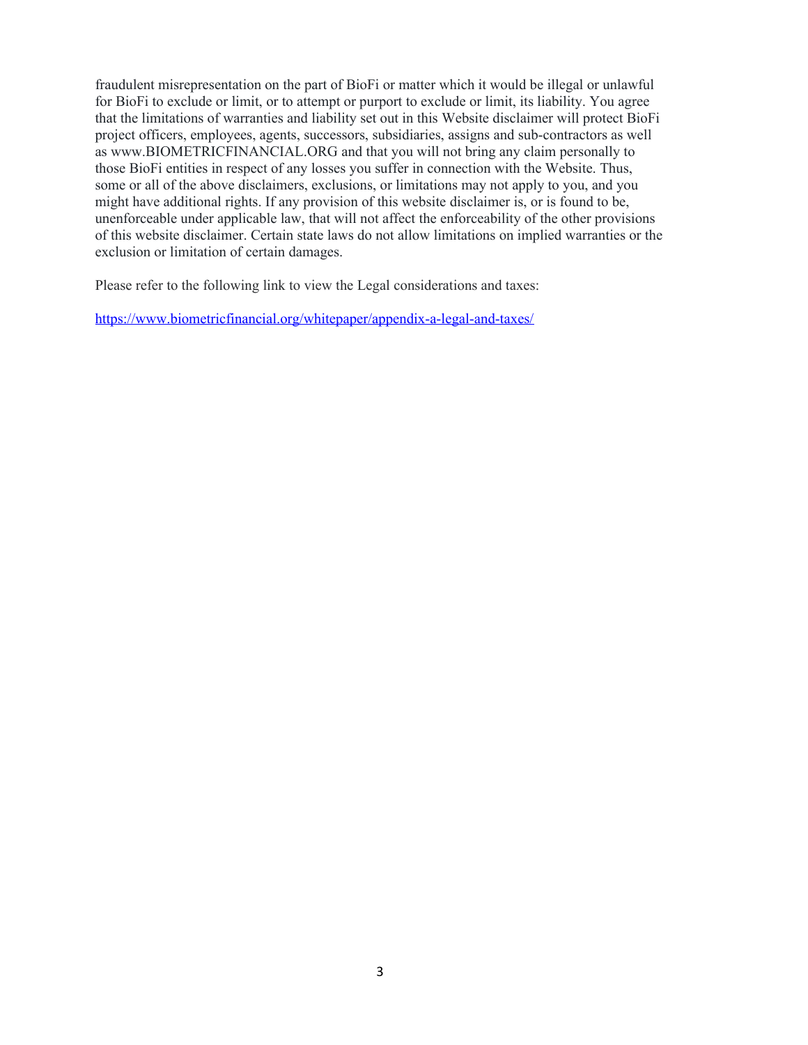fraudulent misrepresentation on the part of BioFi or matter which it would be illegal or unlawful for BioFi to exclude or limit, or to attempt or purport to exclude or limit, its liability. You agree that the limitations of warranties and liability set out in this Website disclaimer will protect BioFi project officers, employees, agents, successors, subsidiaries, assigns and sub-contractors as well as www.BIOMETRICFINANCIAL.ORG and that you will not bring any claim personally to those BioFi entities in respect of any losses you suffer in connection with the Website. Thus, some or all of the above disclaimers, exclusions, or limitations may not apply to you, and you might have additional rights. If any provision of this website disclaimer is, or is found to be, unenforceable under applicable law, that will not affect the enforceability of the other provisions of this website disclaimer. Certain state laws do not allow limitations on implied warranties or the exclusion or limitation of certain damages.

Please refer to the following link to view the Legal considerations and taxes:

https://www.biometricfinancial.org/whitepaper/appendix-a-legal-and-taxes/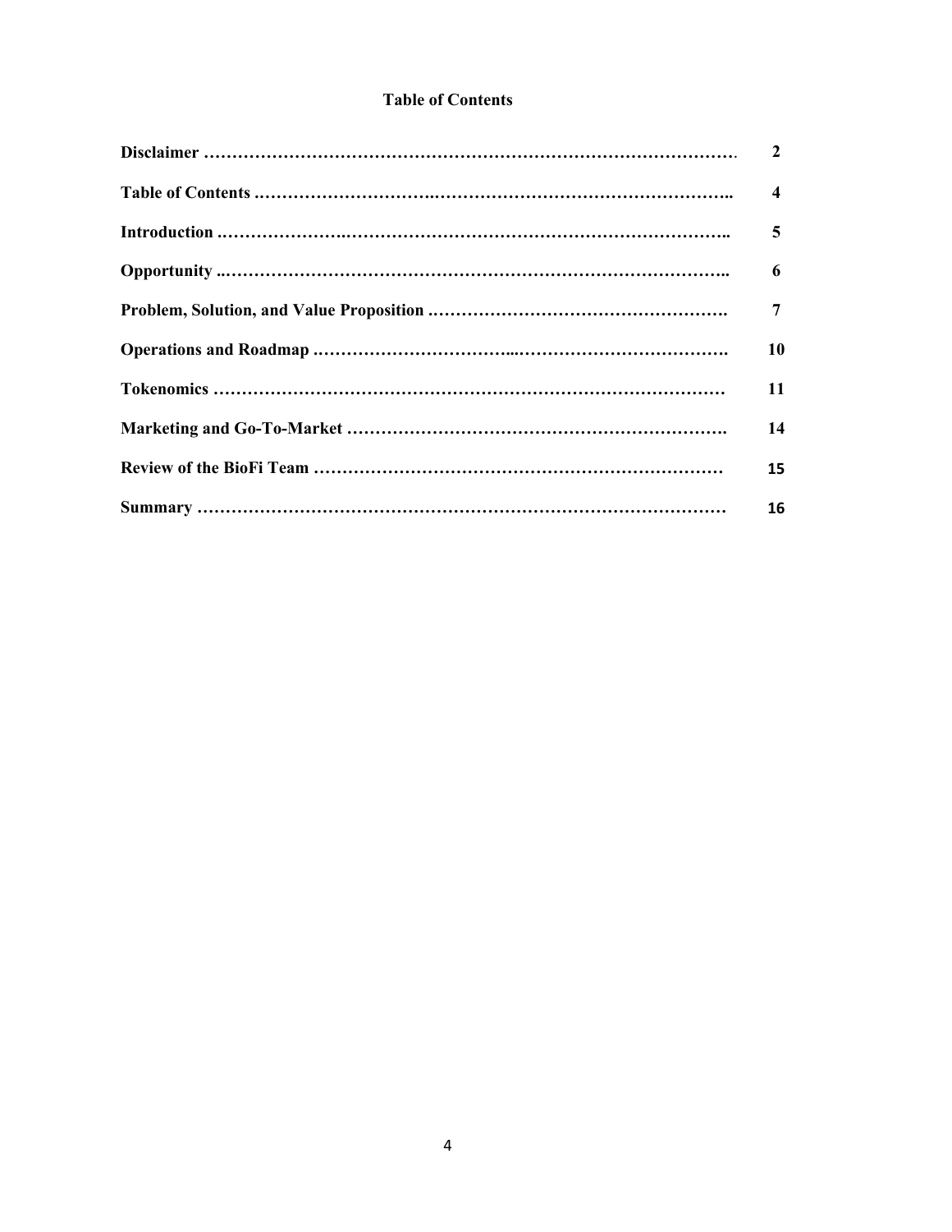# Table of Contents

| | |
|---|---|
| **Disclaimer** | **2** |
| **Table of Contents** | **4** |
| **Introduction** | **5** |
| **Opportunity** | **6** |
| **Problem, Solution, and Value Proposition** | **7** |
| **Operations and Roadmap** | **10** |
| **Tokenomics** | **11** |
| **Marketing and Go-To-Market** | **14** |
| **Review of the BioFi Team** | **15** |
| **Summary** | **16** |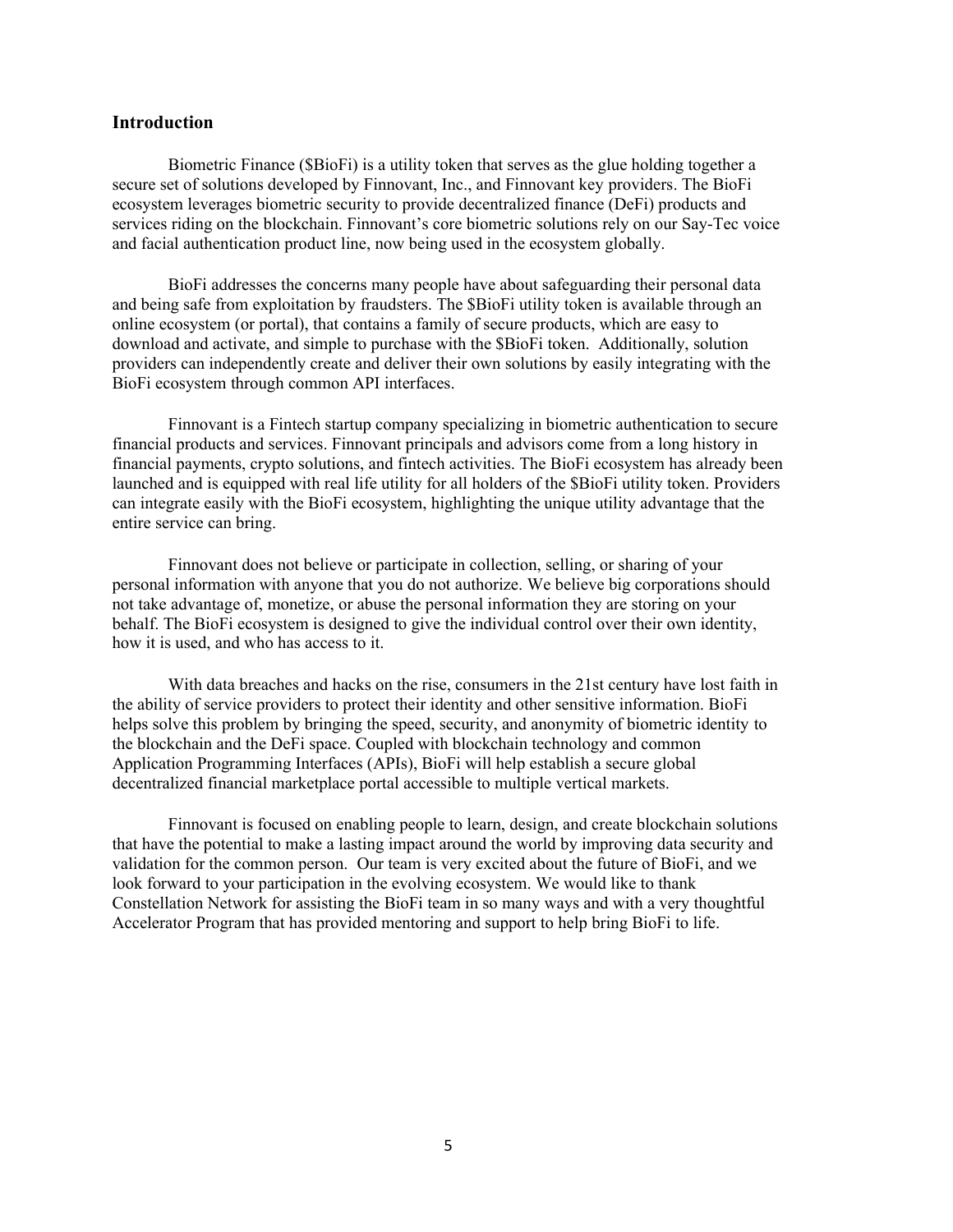## Introduction

Biometric Finance ($BioFi) is a utility token that serves as the glue holding together a secure set of solutions developed by Finnovant, Inc., and Finnovant key providers. The BioFi ecosystem leverages biometric security to provide decentralized finance (DeFi) products and services riding on the blockchain. Finnovant's core biometric solutions rely on our Say-Tec voice and facial authentication product line, now being used in the ecosystem globally.

BioFi addresses the concerns many people have about safeguarding their personal data and being safe from exploitation by fraudsters. The $BioFi utility token is available through an online ecosystem (or portal), that contains a family of secure products, which are easy to download and activate, and simple to purchase with the $BioFi token. Additionally, solution providers can independently create and deliver their own solutions by easily integrating with the BioFi ecosystem through common API interfaces.

Finnovant is a Fintech startup company specializing in biometric authentication to secure financial products and services. Finnovant principals and advisors come from a long history in financial payments, crypto solutions, and fintech activities. The BioFi ecosystem has already been launched and is equipped with real life utility for all holders of the $BioFi utility token. Providers can integrate easily with the BioFi ecosystem, highlighting the unique utility advantage that the entire service can bring.

Finnovant does not believe or participate in collection, selling, or sharing of your personal information with anyone that you do not authorize. We believe big corporations should not take advantage of, monetize, or abuse the personal information they are storing on your behalf. The BioFi ecosystem is designed to give the individual control over their own identity, how it is used, and who has access to it.

With data breaches and hacks on the rise, consumers in the 21st century have lost faith in the ability of service providers to protect their identity and other sensitive information. BioFi helps solve this problem by bringing the speed, security, and anonymity of biometric identity to the blockchain and the DeFi space. Coupled with blockchain technology and common Application Programming Interfaces (APIs), BioFi will help establish a secure global decentralized financial marketplace portal accessible to multiple vertical markets.

Finnovant is focused on enabling people to learn, design, and create blockchain solutions that have the potential to make a lasting impact around the world by improving data security and validation for the common person. Our team is very excited about the future of BioFi, and we look forward to your participation in the evolving ecosystem. We would like to thank Constellation Network for assisting the BioFi team in so many ways and with a very thoughtful Accelerator Program that has provided mentoring and support to help bring BioFi to life.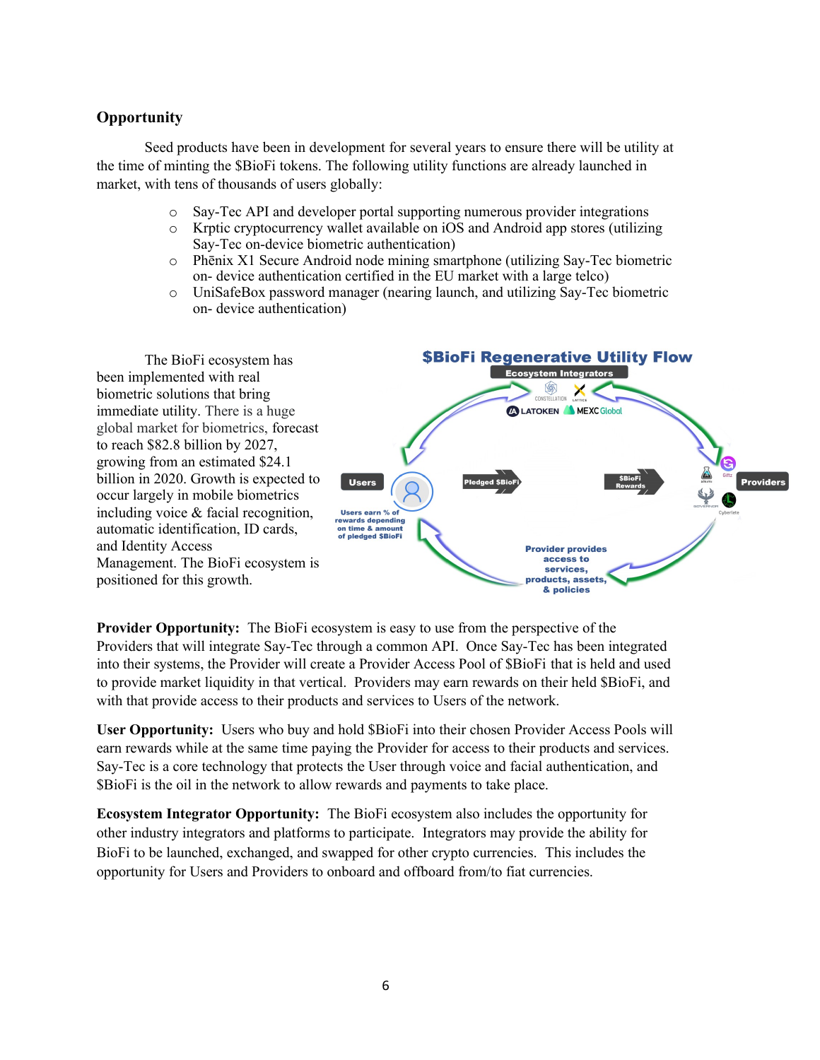## Opportunity

Seed products have been in development for several years to ensure there will be utility at the time of minting the $BioFi tokens. The following utility functions are already launched in market, with tens of thousands of users globally:

- Say-Tec API and developer portal supporting numerous provider integrations
- Krptic cryptocurrency wallet available on iOS and Android app stores (utilizing Say-Tec on-device biometric authentication)
- Phēnix X1 Secure Android node mining smartphone (utilizing Say-Tec biometric on- device authentication certified in the EU market with a large telco)
- UniSafeBox password manager (nearing launch, and utilizing Say-Tec biometric on- device authentication)

The BioFi ecosystem has been implemented with real biometric solutions that bring immediate utility. There is a huge global market for biometrics, forecast to reach $82.8 billion by 2027, growing from an estimated $24.1 billion in 2020. Growth is expected to occur largely in mobile biometrics including voice & facial recognition, automatic identification, ID cards, and Identity Access Management. The BioFi ecosystem is positioned for this growth.

**Provider Opportunity:** The BioFi ecosystem is easy to use from the perspective of the Providers that will integrate Say-Tec through a common API. Once Say-Tec has been integrated into their systems, the Provider will create a Provider Access Pool of $BioFi that is held and used to provide market liquidity in that vertical. Providers may earn rewards on their held $BioFi, and with that provide access to their products and services to Users of the network.

**User Opportunity:** Users who buy and hold $BioFi into their chosen Provider Access Pools will earn rewards while at the same time paying the Provider for access to their products and services. Say-Tec is a core technology that protects the User through voice and facial authentication, and $BioFi is the oil in the network to allow rewards and payments to take place.

**Ecosystem Integrator Opportunity:** The BioFi ecosystem also includes the opportunity for other industry integrators and platforms to participate. Integrators may provide the ability for BioFi to be launched, exchanged, and swapped for other crypto currencies. This includes the opportunity for Users and Providers to onboard and offboard from/to fiat currencies.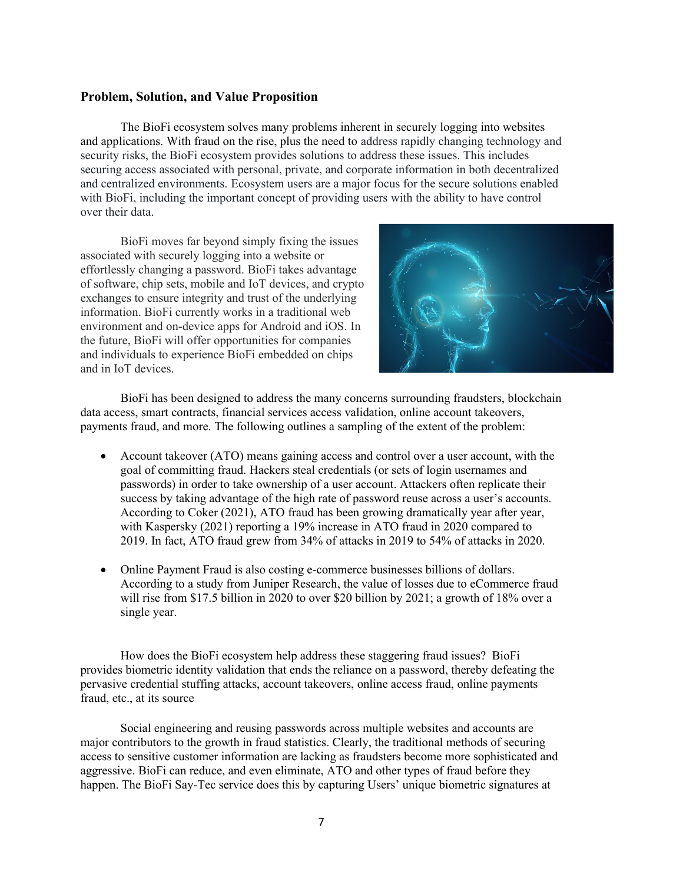## Problem, Solution, and Value Proposition

The BioFi ecosystem solves many problems inherent in securely logging into websites and applications. With fraud on the rise, plus the need to address rapidly changing technology and security risks, the BioFi ecosystem provides solutions to address these issues. This includes securing access associated with personal, private, and corporate information in both decentralized and centralized environments. Ecosystem users are a major focus for the secure solutions enabled with BioFi, including the important concept of providing users with the ability to have control over their data.

BioFi moves far beyond simply fixing the issues associated with securely logging into a website or effortlessly changing a password. BioFi takes advantage of software, chip sets, mobile and IoT devices, and crypto exchanges to ensure integrity and trust of the underlying information. BioFi currently works in a traditional web environment and on-device apps for Android and iOS. In the future, BioFi will offer opportunities for companies and individuals to experience BioFi embedded on chips and in IoT devices.

BioFi has been designed to address the many concerns surrounding fraudsters, blockchain data access, smart contracts, financial services access validation, online account takeovers, payments fraud, and more. The following outlines a sampling of the extent of the problem:

- Account takeover (ATO) means gaining access and control over a user account, with the goal of committing fraud. Hackers steal credentials (or sets of login usernames and passwords) in order to take ownership of a user account. Attackers often replicate their success by taking advantage of the high rate of password reuse across a user's accounts. According to Coker (2021), ATO fraud has been growing dramatically year after year, with Kaspersky (2021) reporting a 19% increase in ATO fraud in 2020 compared to 2019. In fact, ATO fraud grew from 34% of attacks in 2019 to 54% of attacks in 2020.

- Online Payment Fraud is also costing e-commerce businesses billions of dollars. According to a study from Juniper Research, the value of losses due to eCommerce fraud will rise from $17.5 billion in 2020 to over $20 billion by 2021; a growth of 18% over a single year.

How does the BioFi ecosystem help address these staggering fraud issues? BioFi provides biometric identity validation that ends the reliance on a password, thereby defeating the pervasive credential stuffing attacks, account takeovers, online access fraud, online payments fraud, etc., at its source

Social engineering and reusing passwords across multiple websites and accounts are major contributors to the growth in fraud statistics. Clearly, the traditional methods of securing access to sensitive customer information are lacking as fraudsters become more sophisticated and aggressive. BioFi can reduce, and even eliminate, ATO and other types of fraud before they happen. The BioFi Say-Tec service does this by capturing Users' unique biometric signatures at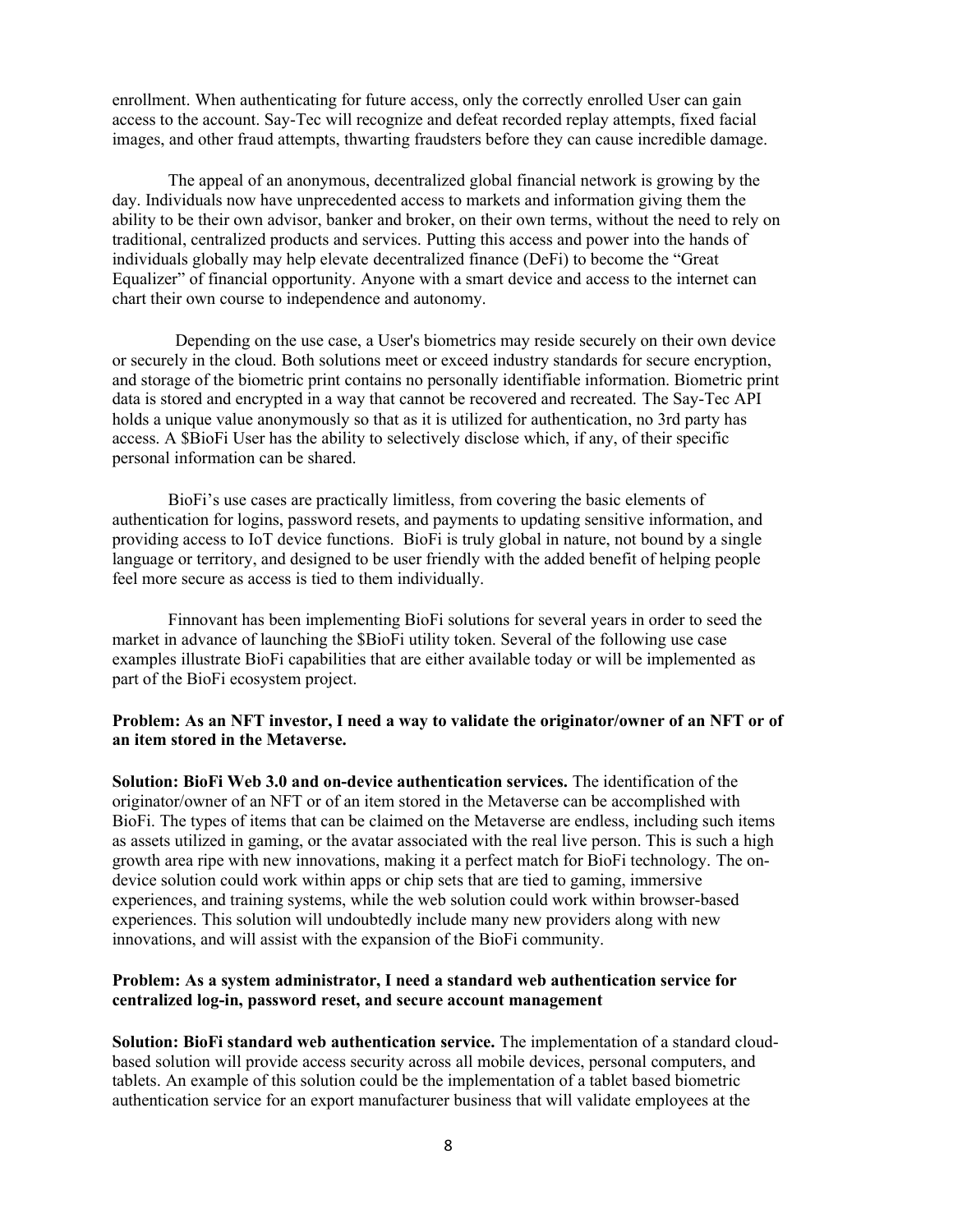enrollment. When authenticating for future access, only the correctly enrolled User can gain access to the account. Say-Tec will recognize and defeat recorded replay attempts, fixed facial images, and other fraud attempts, thwarting fraudsters before they can cause incredible damage.

The appeal of an anonymous, decentralized global financial network is growing by the day. Individuals now have unprecedented access to markets and information giving them the ability to be their own advisor, banker and broker, on their own terms, without the need to rely on traditional, centralized products and services. Putting this access and power into the hands of individuals globally may help elevate decentralized finance (DeFi) to become the "Great Equalizer" of financial opportunity. Anyone with a smart device and access to the internet can chart their own course to independence and autonomy.

Depending on the use case, a User's biometrics may reside securely on their own device or securely in the cloud. Both solutions meet or exceed industry standards for secure encryption, and storage of the biometric print contains no personally identifiable information. Biometric print data is stored and encrypted in a way that cannot be recovered and recreated. The Say-Tec API holds a unique value anonymously so that as it is utilized for authentication, no 3rd party has access. A $BioFi User has the ability to selectively disclose which, if any, of their specific personal information can be shared.

BioFi's use cases are practically limitless, from covering the basic elements of authentication for logins, password resets, and payments to updating sensitive information, and providing access to IoT device functions. BioFi is truly global in nature, not bound by a single language or territory, and designed to be user friendly with the added benefit of helping people feel more secure as access is tied to them individually.

Finnovant has been implementing BioFi solutions for several years in order to seed the market in advance of launching the $BioFi utility token. Several of the following use case examples illustrate BioFi capabilities that are either available today or will be implemented as part of the BioFi ecosystem project.

**Problem: As an NFT investor, I need a way to validate the originator/owner of an NFT or of an item stored in the Metaverse.**

**Solution: BioFi Web 3.0 and on-device authentication services.** The identification of the originator/owner of an NFT or of an item stored in the Metaverse can be accomplished with BioFi. The types of items that can be claimed on the Metaverse are endless, including such items as assets utilized in gaming, or the avatar associated with the real live person. This is such a high growth area ripe with new innovations, making it a perfect match for BioFi technology. The on-device solution could work within apps or chip sets that are tied to gaming, immersive experiences, and training systems, while the web solution could work within browser-based experiences. This solution will undoubtedly include many new providers along with new innovations, and will assist with the expansion of the BioFi community.

**Problem: As a system administrator, I need a standard web authentication service for centralized log-in, password reset, and secure account management**

**Solution: BioFi standard web authentication service.** The implementation of a standard cloud-based solution will provide access security across all mobile devices, personal computers, and tablets. An example of this solution could be the implementation of a tablet based biometric authentication service for an export manufacturer business that will validate employees at the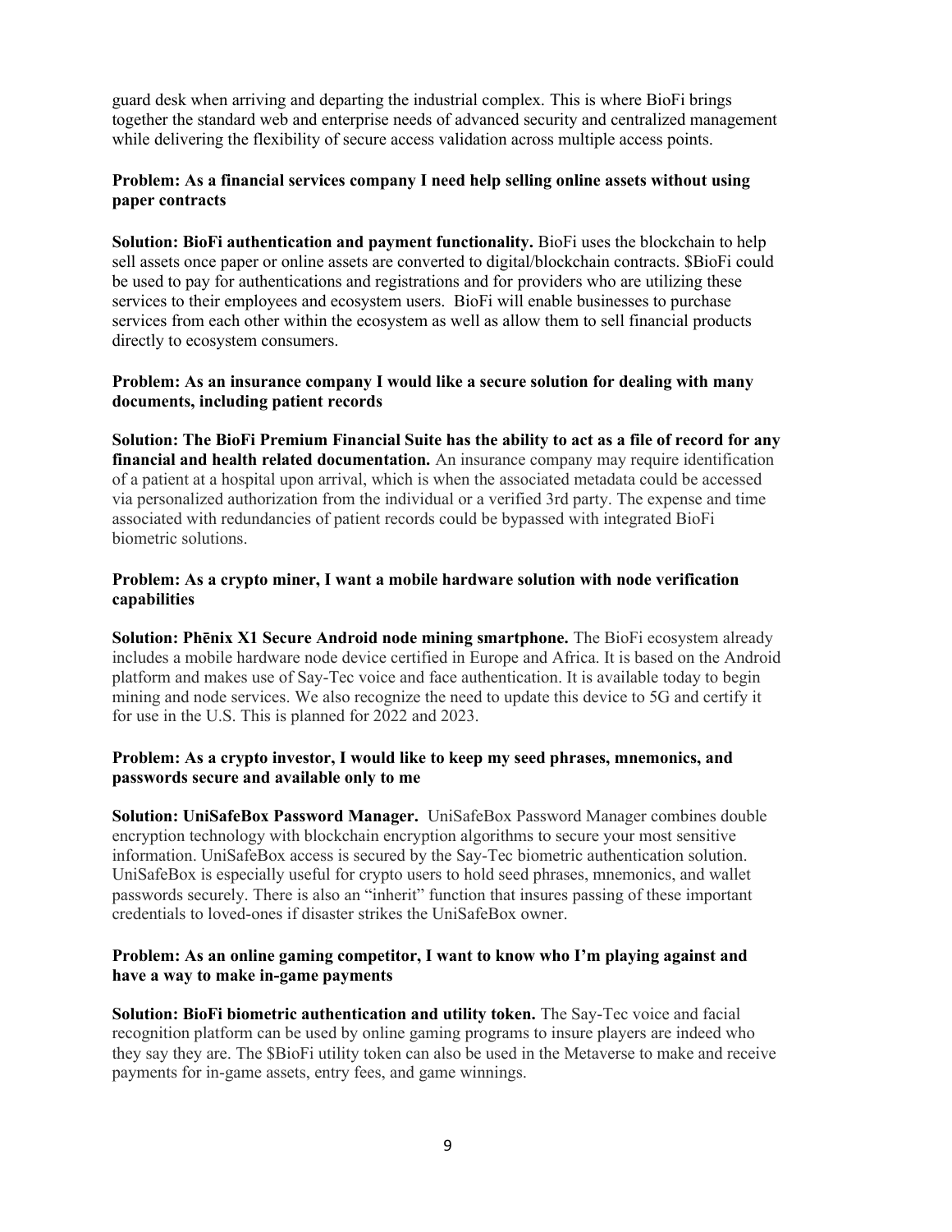guard desk when arriving and departing the industrial complex. This is where BioFi brings together the standard web and enterprise needs of advanced security and centralized management while delivering the flexibility of secure access validation across multiple access points.

**Problem: As a financial services company I need help selling online assets without using paper contracts**

**Solution: BioFi authentication and payment functionality.** BioFi uses the blockchain to help sell assets once paper or online assets are converted to digital/blockchain contracts. $BioFi could be used to pay for authentications and registrations and for providers who are utilizing these services to their employees and ecosystem users. BioFi will enable businesses to purchase services from each other within the ecosystem as well as allow them to sell financial products directly to ecosystem consumers.

**Problem: As an insurance company I would like a secure solution for dealing with many documents, including patient records**

**Solution: The BioFi Premium Financial Suite has the ability to act as a file of record for any financial and health related documentation.** An insurance company may require identification of a patient at a hospital upon arrival, which is when the associated metadata could be accessed via personalized authorization from the individual or a verified 3rd party. The expense and time associated with redundancies of patient records could be bypassed with integrated BioFi biometric solutions.

**Problem: As a crypto miner, I want a mobile hardware solution with node verification capabilities**

**Solution: Phēnix X1 Secure Android node mining smartphone.** The BioFi ecosystem already includes a mobile hardware node device certified in Europe and Africa. It is based on the Android platform and makes use of Say-Tec voice and face authentication. It is available today to begin mining and node services. We also recognize the need to update this device to 5G and certify it for use in the U.S. This is planned for 2022 and 2023.

**Problem: As a crypto investor, I would like to keep my seed phrases, mnemonics, and passwords secure and available only to me**

**Solution: UniSafeBox Password Manager.** UniSafeBox Password Manager combines double encryption technology with blockchain encryption algorithms to secure your most sensitive information. UniSafeBox access is secured by the Say-Tec biometric authentication solution. UniSafeBox is especially useful for crypto users to hold seed phrases, mnemonics, and wallet passwords securely. There is also an "inherit" function that insures passing of these important credentials to loved-ones if disaster strikes the UniSafeBox owner.

**Problem: As an online gaming competitor, I want to know who I'm playing against and have a way to make in-game payments**

**Solution: BioFi biometric authentication and utility token.** The Say-Tec voice and facial recognition platform can be used by online gaming programs to insure players are indeed who they say they are. The $BioFi utility token can also be used in the Metaverse to make and receive payments for in-game assets, entry fees, and game winnings.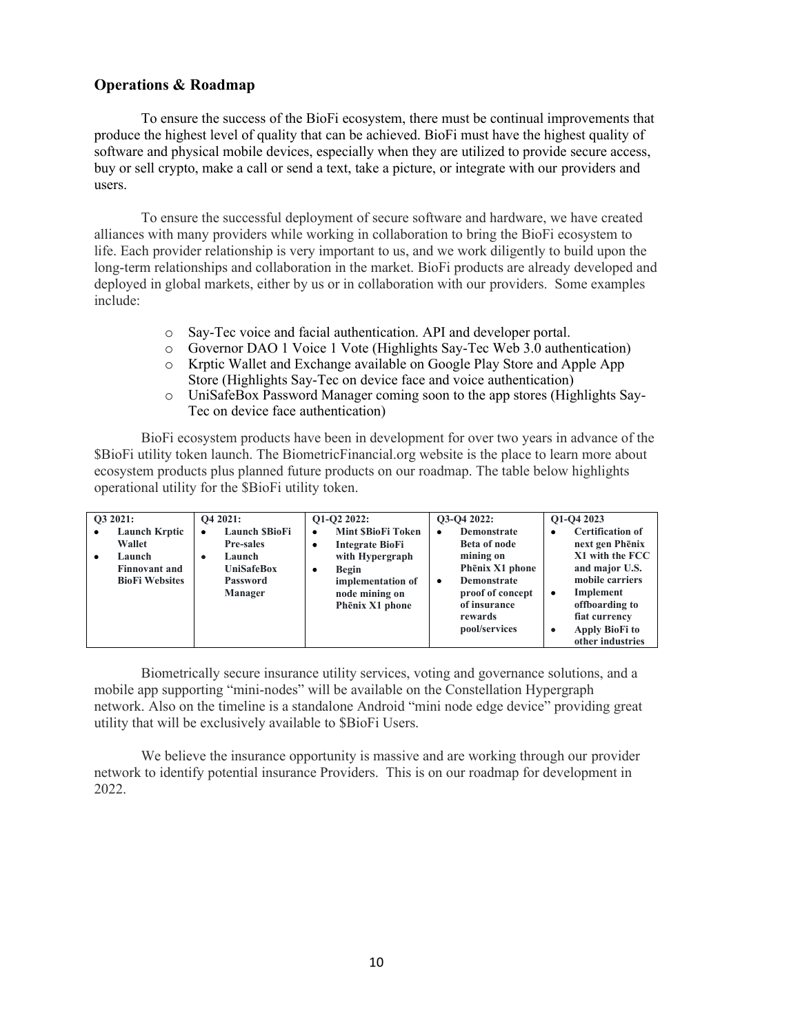## Operations & Roadmap

To ensure the success of the BioFi ecosystem, there must be continual improvements that produce the highest level of quality that can be achieved. BioFi must have the highest quality of software and physical mobile devices, especially when they are utilized to provide secure access, buy or sell crypto, make a call or send a text, take a picture, or integrate with our providers and users.

To ensure the successful deployment of secure software and hardware, we have created alliances with many providers while working in collaboration to bring the BioFi ecosystem to life. Each provider relationship is very important to us, and we work diligently to build upon the long-term relationships and collaboration in the market. BioFi products are already developed and deployed in global markets, either by us or in collaboration with our providers. Some examples include:

- Say-Tec voice and facial authentication. API and developer portal.
- Governor DAO 1 Voice 1 Vote (Highlights Say-Tec Web 3.0 authentication)
- Krptic Wallet and Exchange available on Google Play Store and Apple App Store (Highlights Say-Tec on device face and voice authentication)
- UniSafeBox Password Manager coming soon to the app stores (Highlights Say-Tec on device face authentication)

BioFi ecosystem products have been in development for over two years in advance of the $BioFi utility token launch. The BiometricFinancial.org website is the place to learn more about ecosystem products plus planned future products on our roadmap. The table below highlights operational utility for the $BioFi utility token.

| Q3 2021: | Q4 2021: | Q1-Q2 2022: | Q3-Q4 2022: | Q1-Q4 2023 |
|---|---|---|---|---|
| • **Launch Krptic Wallet**<br>• **Launch Finnovant and BioFi Websites** | • **Launch $BioFi Pre-sales**<br>• **Launch UniSafeBox Password Manager** | • **Mint $BioFi Token**<br>• **Integrate BioFi with Hypergraph**<br>• **Begin implementation of node mining on Phēnix X1 phone** | • **Demonstrate Beta of node mining on Phēnix X1 phone**<br>• **Demonstrate proof of concept of insurance rewards pool/services** | • **Certification of next gen Phēnix X1 with the FCC and major U.S. mobile carriers**<br>• **Implement offboarding to fiat currency**<br>• **Apply BioFi to other industries** |

Biometrically secure insurance utility services, voting and governance solutions, and a mobile app supporting "mini-nodes" will be available on the Constellation Hypergraph network. Also on the timeline is a standalone Android "mini node edge device" providing great utility that will be exclusively available to $BioFi Users.

We believe the insurance opportunity is massive and are working through our provider network to identify potential insurance Providers. This is on our roadmap for development in 2022.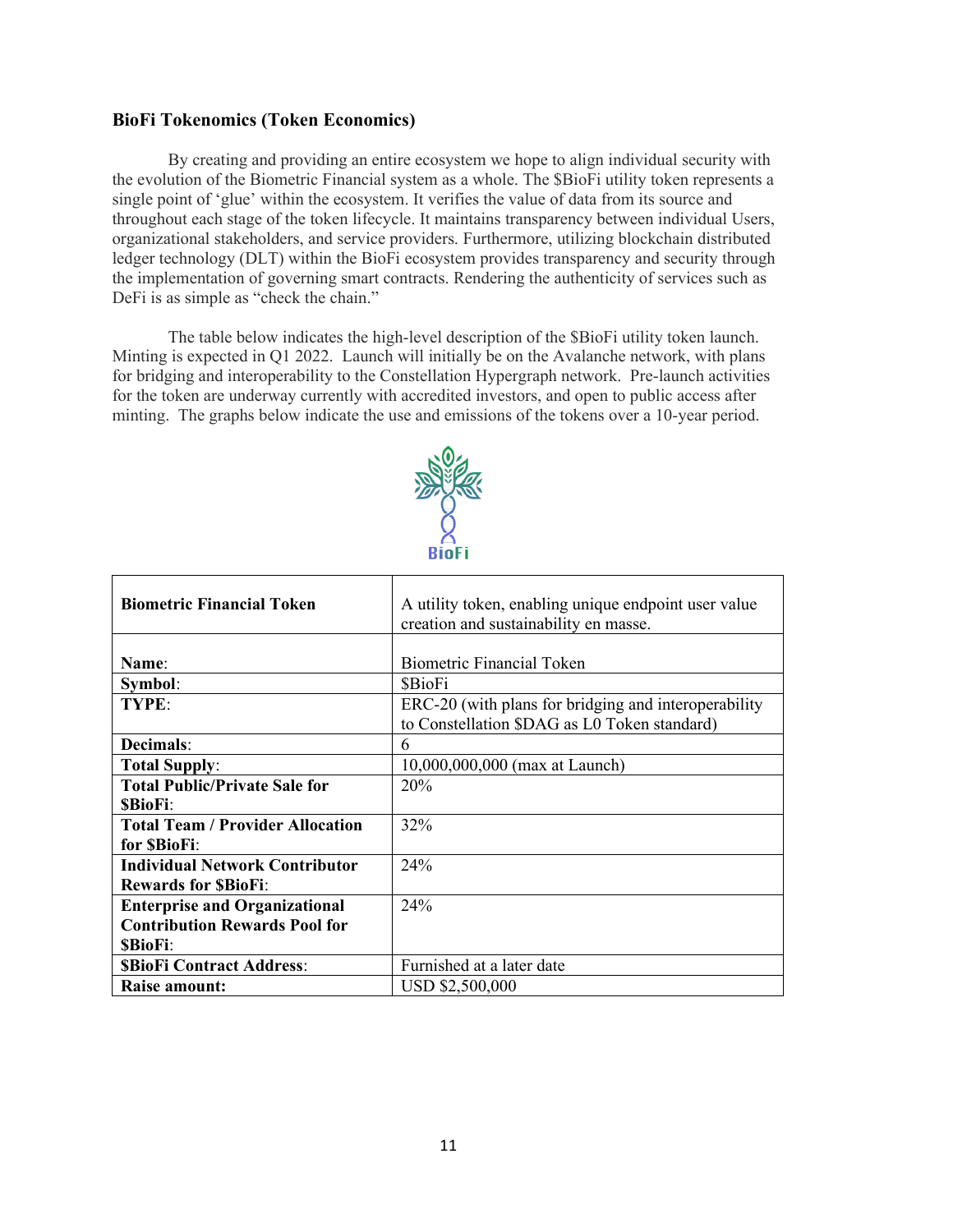### BioFi Tokenomics (Token Economics)

By creating and providing an entire ecosystem we hope to align individual security with the evolution of the Biometric Financial system as a whole. The $BioFi utility token represents a single point of 'glue' within the ecosystem. It verifies the value of data from its source and throughout each stage of the token lifecycle. It maintains transparency between individual Users, organizational stakeholders, and service providers. Furthermore, utilizing blockchain distributed ledger technology (DLT) within the BioFi ecosystem provides transparency and security through the implementation of governing smart contracts. Rendering the authenticity of services such as DeFi is as simple as "check the chain."

The table below indicates the high-level description of the $BioFi utility token launch. Minting is expected in Q1 2022. Launch will initially be on the Avalanche network, with plans for bridging and interoperability to the Constellation Hypergraph network. Pre-launch activities for the token are underway currently with accredited investors, and open to public access after minting. The graphs below indicate the use and emissions of the tokens over a 10-year period.

| **Biometric Financial Token** | A utility token, enabling unique endpoint user value creation and sustainability en masse. |
|---|---|
| **Name**: | Biometric Financial Token |
| **Symbol**: | $BioFi |
| **TYPE**: | ERC-20 (with plans for bridging and interoperability to Constellation $DAG as L0 Token standard) |
| **Decimals**: | 6 |
| **Total Supply**: | 10,000,000,000 (max at Launch) |
| **Total Public/Private Sale for $BioFi**: | 20% |
| **Total Team / Provider Allocation for $BioFi**: | 32% |
| **Individual Network Contributor Rewards for $BioFi**: | 24% |
| **Enterprise and Organizational Contribution Rewards Pool for $BioFi**: | 24% |
| **$BioFi Contract Address**: | Furnished at a later date |
| **Raise amount:** | USD $2,500,000 |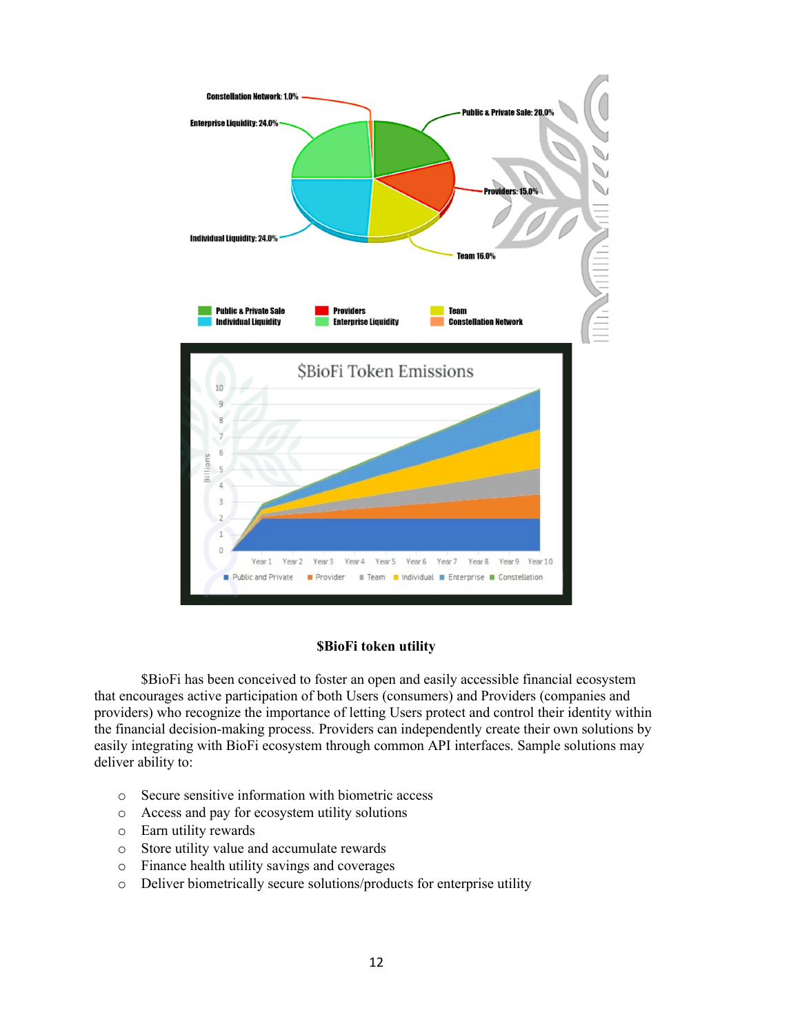Constellation Network: 1.0%

Enterprise Liquidity: 24.0%

Public & Private Sale: 20.0%

Providers: 15.0%

Individual Liquidity: 24.0%

Team 16.0%

Public & Private Sale | Providers | Team | Individual Liquidity | Enterprise Liquidity | Constellation Network

$BioFi Token Emissions

Public and Private | Provider | Team | Individual | Enterprise | Constellation

### $BioFi token utility

$BioFi has been conceived to foster an open and easily accessible financial ecosystem that encourages active participation of both Users (consumers) and Providers (companies and providers) who recognize the importance of letting Users protect and control their identity within the financial decision-making process. Providers can independently create their own solutions by easily integrating with BioFi ecosystem through common API interfaces. Sample solutions may deliver ability to:

- Secure sensitive information with biometric access
- Access and pay for ecosystem utility solutions
- Earn utility rewards
- Store utility value and accumulate rewards
- Finance health utility savings and coverages
- Deliver biometrically secure solutions/products for enterprise utility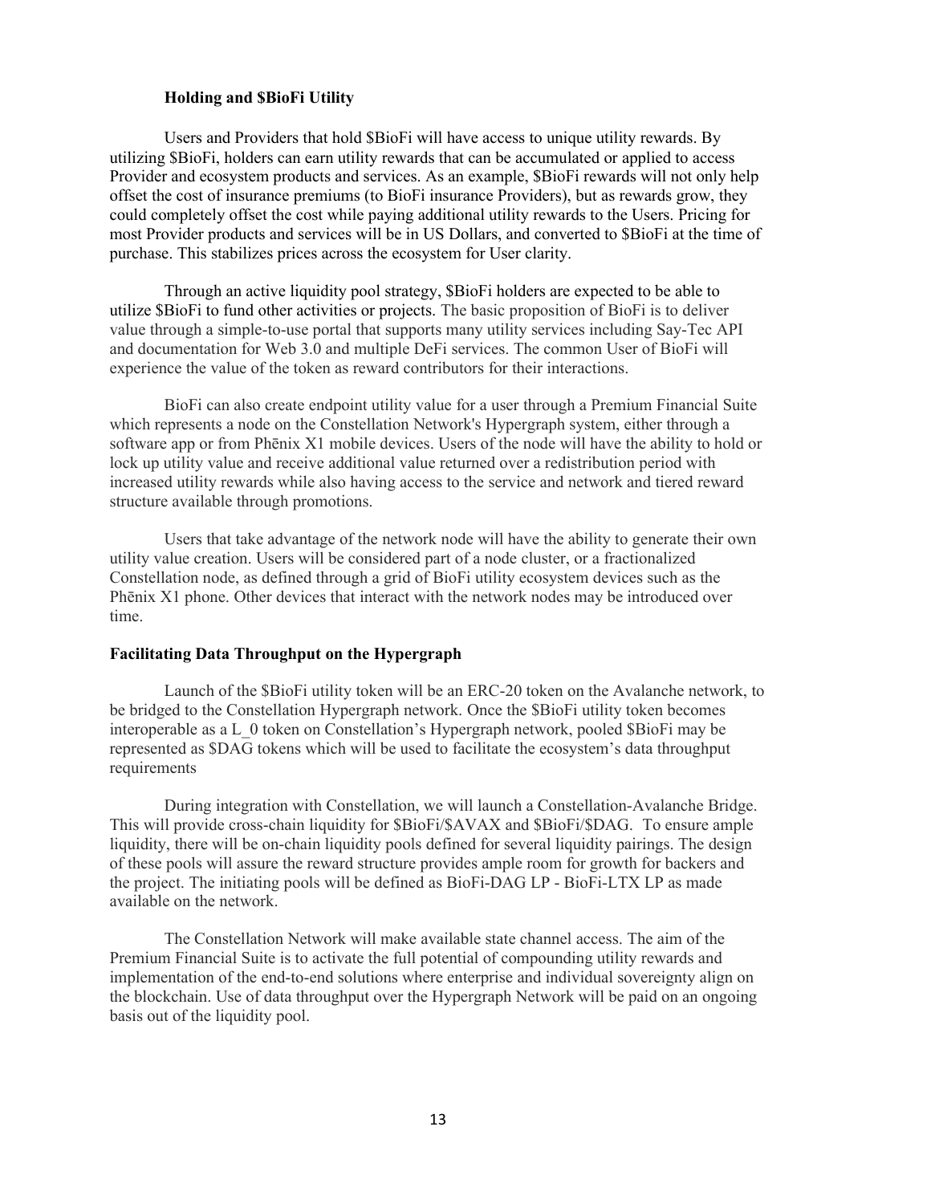### Holding and $BioFi Utility

Users and Providers that hold $BioFi will have access to unique utility rewards. By utilizing $BioFi, holders can earn utility rewards that can be accumulated or applied to access Provider and ecosystem products and services. As an example, $BioFi rewards will not only help offset the cost of insurance premiums (to BioFi insurance Providers), but as rewards grow, they could completely offset the cost while paying additional utility rewards to the Users. Pricing for most Provider products and services will be in US Dollars, and converted to $BioFi at the time of purchase. This stabilizes prices across the ecosystem for User clarity.

Through an active liquidity pool strategy, $BioFi holders are expected to be able to utilize $BioFi to fund other activities or projects. The basic proposition of BioFi is to deliver value through a simple-to-use portal that supports many utility services including Say-Tec API and documentation for Web 3.0 and multiple DeFi services. The common User of BioFi will experience the value of the token as reward contributors for their interactions.

BioFi can also create endpoint utility value for a user through a Premium Financial Suite which represents a node on the Constellation Network's Hypergraph system, either through a software app or from Phēnix X1 mobile devices. Users of the node will have the ability to hold or lock up utility value and receive additional value returned over a redistribution period with increased utility rewards while also having access to the service and network and tiered reward structure available through promotions.

Users that take advantage of the network node will have the ability to generate their own utility value creation. Users will be considered part of a node cluster, or a fractionalized Constellation node, as defined through a grid of BioFi utility ecosystem devices such as the Phēnix X1 phone. Other devices that interact with the network nodes may be introduced over time.

### Facilitating Data Throughput on the Hypergraph

Launch of the $BioFi utility token will be an ERC-20 token on the Avalanche network, to be bridged to the Constellation Hypergraph network. Once the $BioFi utility token becomes interoperable as a L_0 token on Constellation's Hypergraph network, pooled $BioFi may be represented as $DAG tokens which will be used to facilitate the ecosystem's data throughput requirements

During integration with Constellation, we will launch a Constellation-Avalanche Bridge. This will provide cross-chain liquidity for $BioFi/$AVAX and $BioFi/$DAG. To ensure ample liquidity, there will be on-chain liquidity pools defined for several liquidity pairings. The design of these pools will assure the reward structure provides ample room for growth for backers and the project. The initiating pools will be defined as BioFi-DAG LP - BioFi-LTX LP as made available on the network.

The Constellation Network will make available state channel access. The aim of the Premium Financial Suite is to activate the full potential of compounding utility rewards and implementation of the end-to-end solutions where enterprise and individual sovereignty align on the blockchain. Use of data throughput over the Hypergraph Network will be paid on an ongoing basis out of the liquidity pool.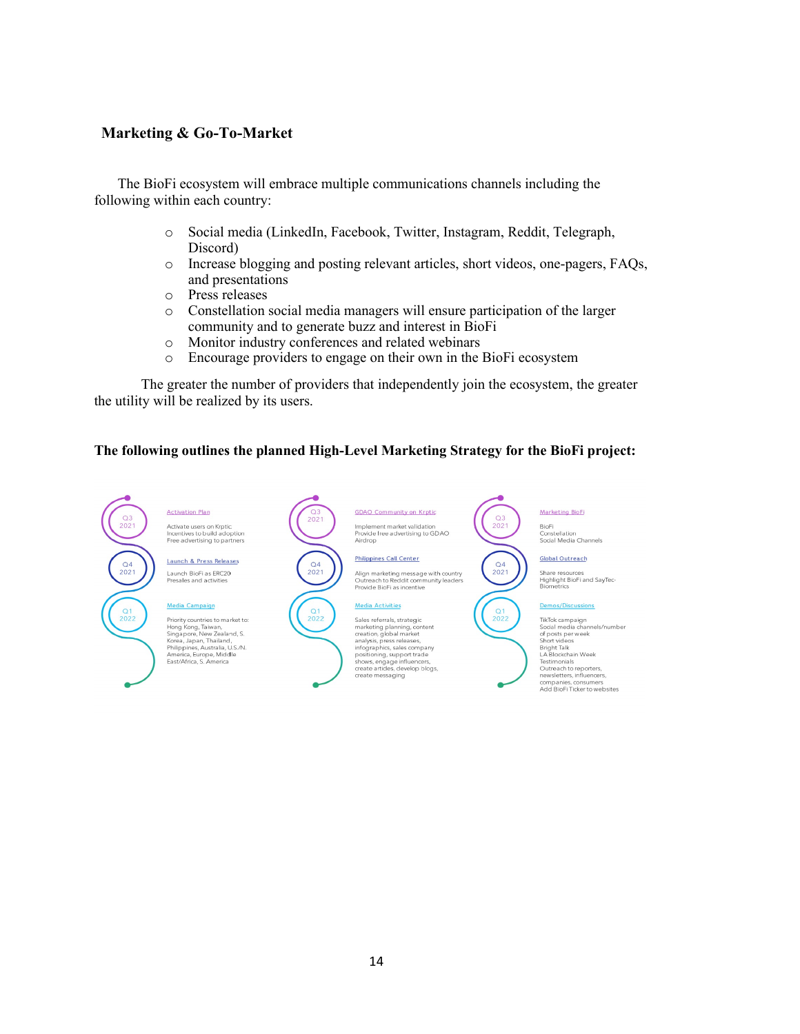## Marketing & Go-To-Market

The BioFi ecosystem will embrace multiple communications channels including the following within each country:

- Social media (LinkedIn, Facebook, Twitter, Instagram, Reddit, Telegraph, Discord)
- Increase blogging and posting relevant articles, short videos, one-pagers, FAQs, and presentations
- Press releases
- Constellation social media managers will ensure participation of the larger community and to generate buzz and interest in BioFi
- Monitor industry conferences and related webinars
- Encourage providers to engage on their own in the BioFi ecosystem

The greater the number of providers that independently join the ecosystem, the greater the utility will be realized by its users.

**The following outlines the planned High-Level Marketing Strategy for the BioFi project:**

**Q3 2021**

Activation Plan
Activate users on Krptic
Incentives to build adoption
Free advertising to partners

**Q4 2021**

Launch & Press Releases
Launch BioFi as ERC20
Presales and activities

**Q1 2022**

Media Campaign
Priority countries to market to: Hong Kong, Taiwan, Singapore, New Zealand, S. Korea, Japan, Thailand, Philippines, Australia, U.S./N. America, Europe, Middle East/Africa, S. America

**Q3 2021**

GDAO Community on Krptic
Implement market validation
Provide free advertising to GDAO
Airdrop

**Q4 2021**

Philippines Call Center
Align marketing message with country
Outreach to Reddit community leaders
Provide BioFi as incentive

**Q1 2022**

Media Activities
Sales referrals, strategic marketing planning, content creation, global market analysis, press releases, infographics, sales company positioning, support trade shows, engage influencers, create articles, develop blogs, create messaging

**Q3 2021**

Marketing BioFi
BioFi
Constellation
Social Media Channels

**Q4 2021**

Global Outreach
Share resources
Highlight BioFi and SayTec-Biometrics

**Q1 2022**

Demos/Discussions
TikTok campaign
Social media channels/number of posts per week
Short videos
Bright Talk
LA Blockchain Week
Testimonials
Outreach to reporters, newsletters, influencers, companies, consumers
Add BioFi Ticker to websites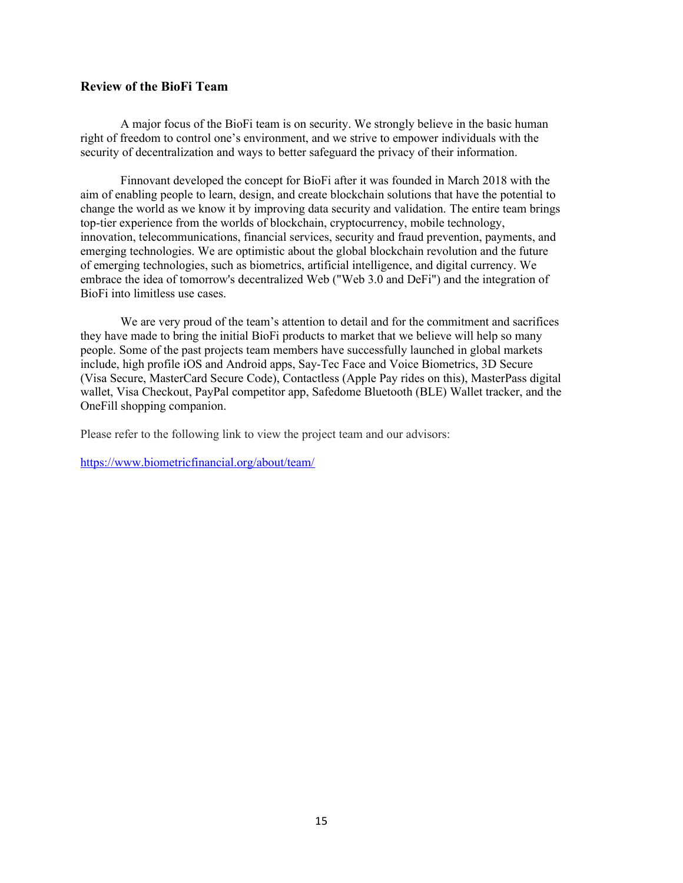## Review of the BioFi Team

A major focus of the BioFi team is on security. We strongly believe in the basic human right of freedom to control one's environment, and we strive to empower individuals with the security of decentralization and ways to better safeguard the privacy of their information.

Finnovant developed the concept for BioFi after it was founded in March 2018 with the aim of enabling people to learn, design, and create blockchain solutions that have the potential to change the world as we know it by improving data security and validation. The entire team brings top-tier experience from the worlds of blockchain, cryptocurrency, mobile technology, innovation, telecommunications, financial services, security and fraud prevention, payments, and emerging technologies. We are optimistic about the global blockchain revolution and the future of emerging technologies, such as biometrics, artificial intelligence, and digital currency. We embrace the idea of tomorrow's decentralized Web ("Web 3.0 and DeFi") and the integration of BioFi into limitless use cases.

We are very proud of the team's attention to detail and for the commitment and sacrifices they have made to bring the initial BioFi products to market that we believe will help so many people. Some of the past projects team members have successfully launched in global markets include, high profile iOS and Android apps, Say-Tec Face and Voice Biometrics, 3D Secure (Visa Secure, MasterCard Secure Code), Contactless (Apple Pay rides on this), MasterPass digital wallet, Visa Checkout, PayPal competitor app, Safedome Bluetooth (BLE) Wallet tracker, and the OneFill shopping companion.

Please refer to the following link to view the project team and our advisors:

https://www.biometricfinancial.org/about/team/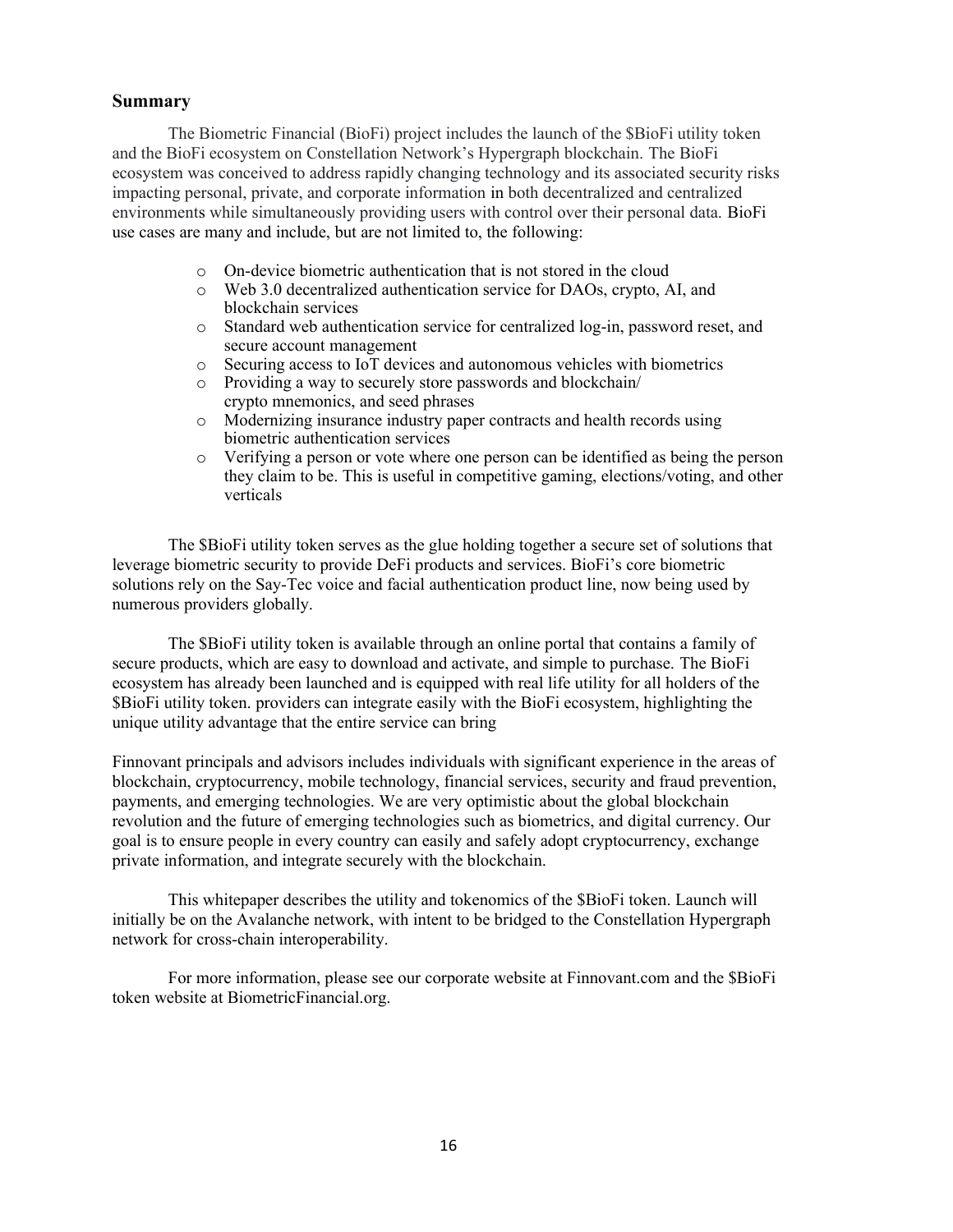## Summary

The Biometric Financial (BioFi) project includes the launch of the $BioFi utility token and the BioFi ecosystem on Constellation Network's Hypergraph blockchain. The BioFi ecosystem was conceived to address rapidly changing technology and its associated security risks impacting personal, private, and corporate information in both decentralized and centralized environments while simultaneously providing users with control over their personal data. BioFi use cases are many and include, but are not limited to, the following:

- On-device biometric authentication that is not stored in the cloud
- Web 3.0 decentralized authentication service for DAOs, crypto, AI, and blockchain services
- Standard web authentication service for centralized log-in, password reset, and secure account management
- Securing access to IoT devices and autonomous vehicles with biometrics
- Providing a way to securely store passwords and blockchain/ crypto mnemonics, and seed phrases
- Modernizing insurance industry paper contracts and health records using biometric authentication services
- Verifying a person or vote where one person can be identified as being the person they claim to be. This is useful in competitive gaming, elections/voting, and other verticals

The $BioFi utility token serves as the glue holding together a secure set of solutions that leverage biometric security to provide DeFi products and services. BioFi's core biometric solutions rely on the Say-Tec voice and facial authentication product line, now being used by numerous providers globally.

The $BioFi utility token is available through an online portal that contains a family of secure products, which are easy to download and activate, and simple to purchase. The BioFi ecosystem has already been launched and is equipped with real life utility for all holders of the $BioFi utility token. providers can integrate easily with the BioFi ecosystem, highlighting the unique utility advantage that the entire service can bring

Finnovant principals and advisors includes individuals with significant experience in the areas of blockchain, cryptocurrency, mobile technology, financial services, security and fraud prevention, payments, and emerging technologies. We are very optimistic about the global blockchain revolution and the future of emerging technologies such as biometrics, and digital currency. Our goal is to ensure people in every country can easily and safely adopt cryptocurrency, exchange private information, and integrate securely with the blockchain.

This whitepaper describes the utility and tokenomics of the $BioFi token. Launch will initially be on the Avalanche network, with intent to be bridged to the Constellation Hypergraph network for cross-chain interoperability.

For more information, please see our corporate website at Finnovant.com and the $BioFi token website at BiometricFinancial.org.